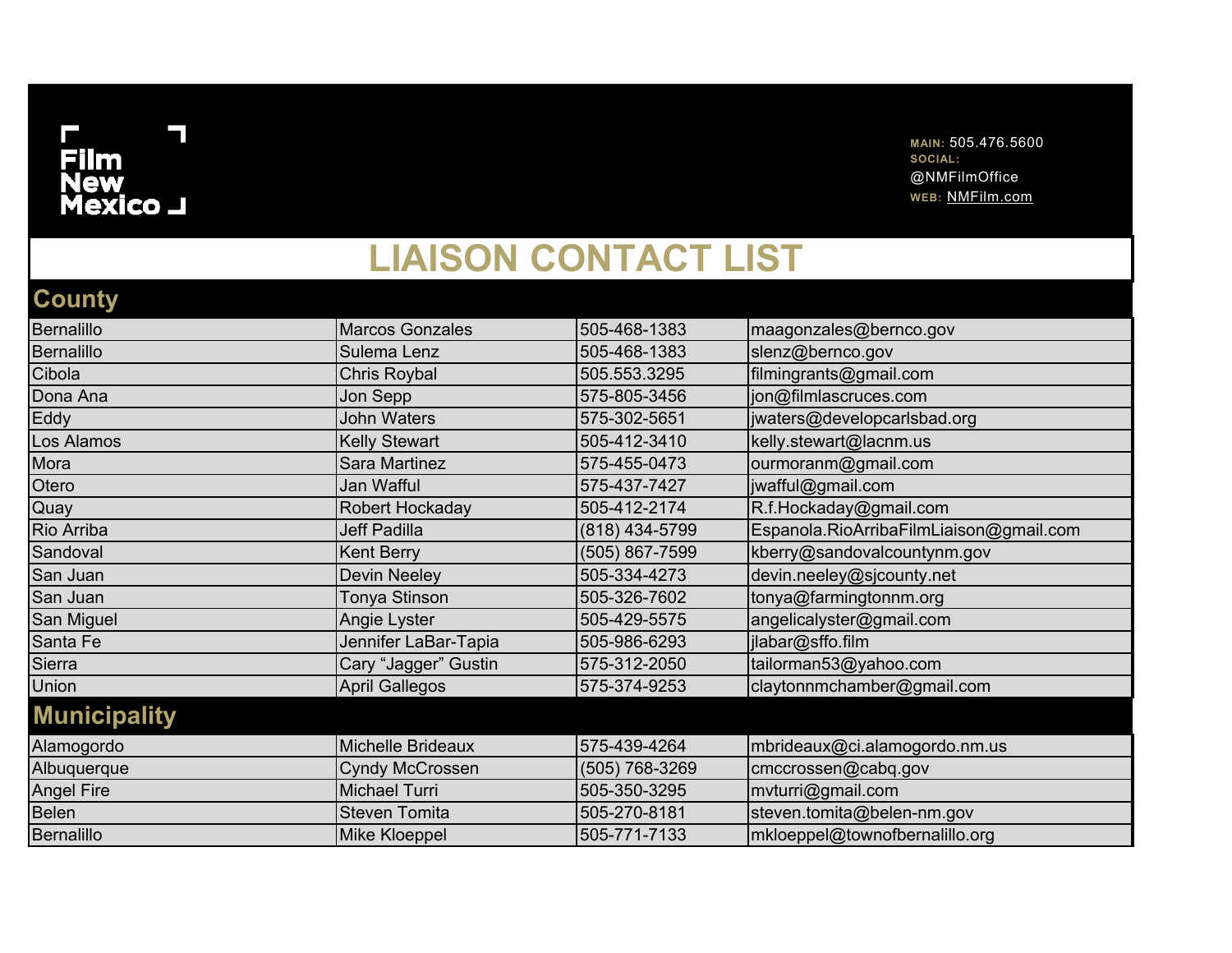Film New Mexico

MAIN: 505.476.5600
SOCIAL: @NMFilmOffice
WEB: NMFilm.com

# LIAISON CONTACT LIST

## County

| | | | |
|---|---|---|---|
| Bernalillo | Marcos Gonzales | 505-468-1383 | maagonzales@bernco.gov |
| Bernalillo | Sulema Lenz | 505-468-1383 | slenz@bernco.gov |
| Cibola | Chris Roybal | 505.553.3295 | filmingrants@gmail.com |
| Dona Ana | Jon Sepp | 575-805-3456 | jon@filmlascruces.com |
| Eddy | John Waters | 575-302-5651 | jwaters@developcarlsbad.org |
| Los Alamos | Kelly Stewart | 505-412-3410 | kelly.stewart@lacnm.us |
| Mora | Sara Martinez | 575-455-0473 | ourmoranm@gmail.com |
| Otero | Jan Wafful | 575-437-7427 | jwafful@gmail.com |
| Quay | Robert Hockaday | 505-412-2174 | R.f.Hockaday@gmail.com |
| Rio Arriba | Jeff Padilla | (818) 434-5799 | Espanola.RioArribaFilmLiaison@gmail.com |
| Sandoval | Kent Berry | (505) 867-7599 | kberry@sandovalcountynm.gov |
| San Juan | Devin Neeley | 505-334-4273 | devin.neeley@sjcounty.net |
| San Juan | Tonya Stinson | 505-326-7602 | tonya@farmingtonnm.org |
| San Miguel | Angie Lyster | 505-429-5575 | angelicalyster@gmail.com |
| Santa Fe | Jennifer LaBar-Tapia | 505-986-6293 | jlabar@sffo.film |
| Sierra | Cary “Jagger” Gustin | 575-312-2050 | tailorman53@yahoo.com |
| Union | April Gallegos | 575-374-9253 | claytonnmchamber@gmail.com |

## Municipality

| | | | |
|---|---|---|---|
| Alamogordo | Michelle Brideaux | 575-439-4264 | mbrideaux@ci.alamogordo.nm.us |
| Albuquerque | Cyndy McCrossen | (505) 768-3269 | cmccrossen@cabq.gov |
| Angel Fire | Michael Turri | 505-350-3295 | mvturri@gmail.com |
| Belen | Steven Tomita | 505-270-8181 | steven.tomita@belen-nm.gov |
| Bernalillo | Mike Kloeppel | 505-771-7133 | mkloeppel@townofbernalillo.org |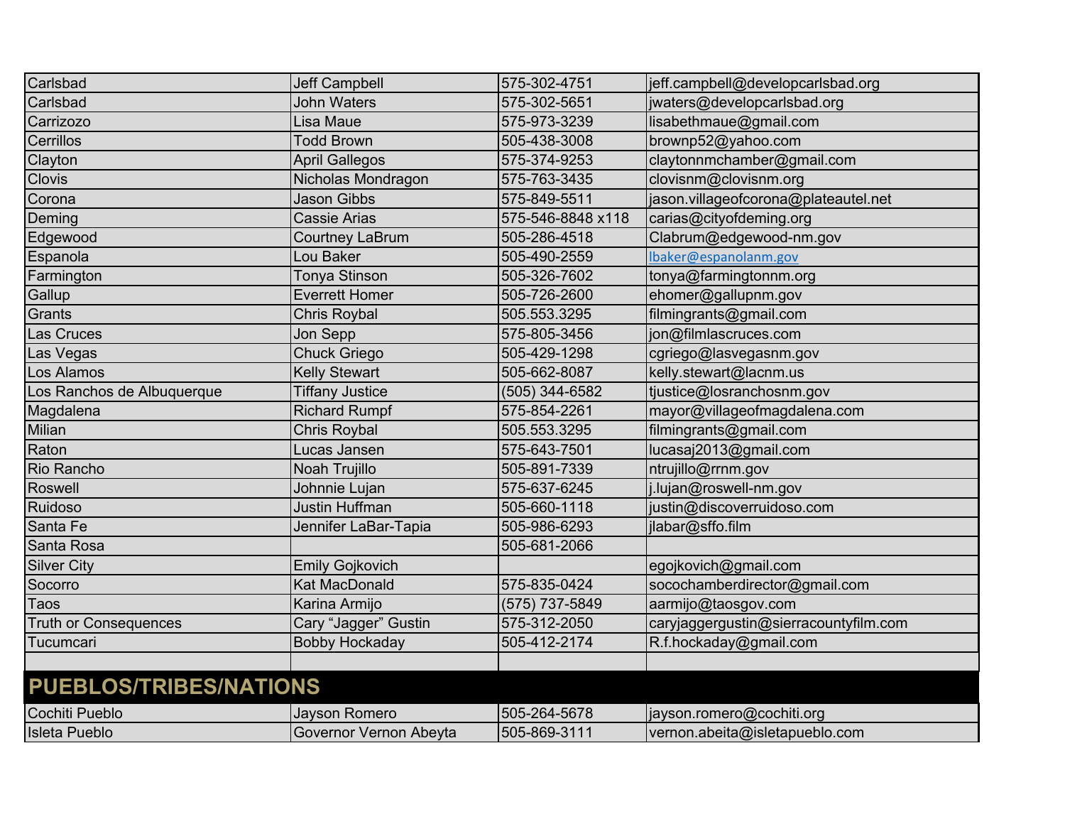| | | | |
|---|---|---|---|
| Carlsbad | Jeff Campbell | 575-302-4751 | jeff.campbell@developcarlsbad.org |
| Carlsbad | John Waters | 575-302-5651 | jwaters@developcarlsbad.org |
| Carrizozo | Lisa Maue | 575-973-3239 | lisabethmaue@gmail.com |
| Cerrillos | Todd Brown | 505-438-3008 | brownp52@yahoo.com |
| Clayton | April Gallegos | 575-374-9253 | claytonnmchamber@gmail.com |
| Clovis | Nicholas Mondragon | 575-763-3435 | clovisnm@clovisnm.org |
| Corona | Jason Gibbs | 575-849-5511 | jason.villageofcorona@plateautel.net |
| Deming | Cassie Arias | 575-546-8848 x118 | carias@cityofdeming.org |
| Edgewood | Courtney LaBrum | 505-286-4518 | Clabrum@edgewood-nm.gov |
| Espanola | Lou Baker | 505-490-2559 | lbaker@espanolanm.gov |
| Farmington | Tonya Stinson | 505-326-7602 | tonya@farmingtonnm.org |
| Gallup | Everrett Homer | 505-726-2600 | ehomer@gallupnm.gov |
| Grants | Chris Roybal | 505.553.3295 | filmingrants@gmail.com |
| Las Cruces | Jon Sepp | 575-805-3456 | jon@filmlascruces.com |
| Las Vegas | Chuck Griego | 505-429-1298 | cgriego@lasvegasnm.gov |
| Los Alamos | Kelly Stewart | 505-662-8087 | kelly.stewart@lacnm.us |
| Los Ranchos de Albuquerque | Tiffany Justice | (505) 344-6582 | tjustice@losranchosnm.gov |
| Magdalena | Richard Rumpf | 575-854-2261 | mayor@villageofmagdalena.com |
| Milian | Chris Roybal | 505.553.3295 | filmingrants@gmail.com |
| Raton | Lucas Jansen | 575-643-7501 | lucasaj2013@gmail.com |
| Rio Rancho | Noah Trujillo | 505-891-7339 | ntrujillo@rrnm.gov |
| Roswell | Johnnie Lujan | 575-637-6245 | j.lujan@roswell-nm.gov |
| Ruidoso | Justin Huffman | 505-660-1118 | justin@discoverruidoso.com |
| Santa Fe | Jennifer LaBar-Tapia | 505-986-6293 | jlabar@sffo.film |
| Santa Rosa | | 505-681-2066 | |
| Silver City | Emily Gojkovich | | egojkovich@gmail.com |
| Socorro | Kat MacDonald | 575-835-0424 | socochamberdirector@gmail.com |
| Taos | Karina Armijo | (575) 737-5849 | aarmijo@taosgov.com |
| Truth or Consequences | Cary “Jagger” Gustin | 575-312-2050 | caryjaggergustin@sierracountyfilm.com |
| Tucumcari | Bobby Hockaday | 505-412-2174 | R.f.hockaday@gmail.com |

## PUEBLOS/TRIBES/NATIONS

| | | | |
|---|---|---|---|
| Cochiti Pueblo | Jayson Romero | 505-264-5678 | jayson.romero@cochiti.org |
| Isleta Pueblo | Governor Vernon Abeyta | 505-869-3111 | vernon.abeita@isletapueblo.com |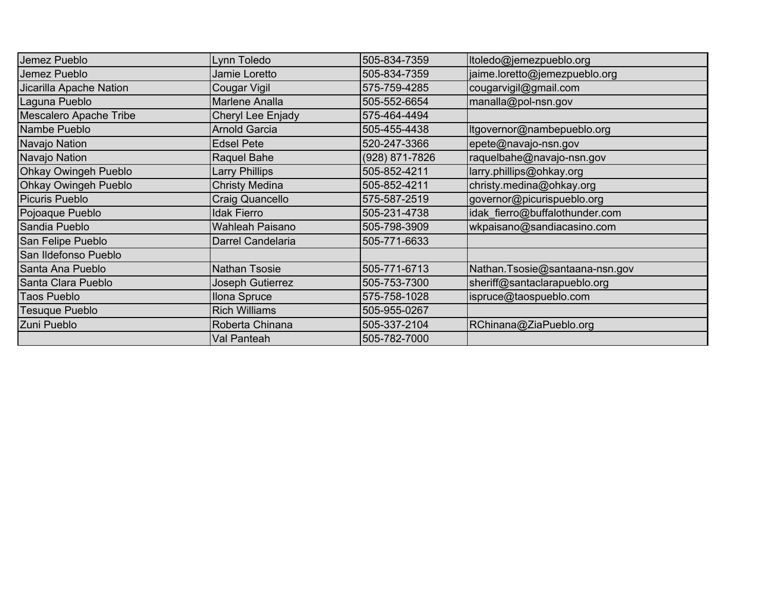| | | | |
|---|---|---|---|
| Jemez Pueblo | Lynn Toledo | 505-834-7359 | ltoledo@jemezpueblo.org |
| Jemez Pueblo | Jamie Loretto | 505-834-7359 | jaime.loretto@jemezpueblo.org |
| Jicarilla Apache Nation | Cougar Vigil | 575-759-4285 | cougarvigil@gmail.com |
| Laguna Pueblo | Marlene Analla | 505-552-6654 | manalla@pol-nsn.gov |
| Mescalero Apache Tribe | Cheryl Lee Enjady | 575-464-4494 | |
| Nambe Pueblo | Arnold Garcia | 505-455-4438 | ltgovernor@nambepueblo.org |
| Navajo Nation | Edsel Pete | 520-247-3366 | epete@navajo-nsn.gov |
| Navajo Nation | Raquel Bahe | (928) 871-7826 | raquelbahe@navajo-nsn.gov |
| Ohkay Owingeh Pueblo | Larry Phillips | 505-852-4211 | larry.phillips@ohkay.org |
| Ohkay Owingeh Pueblo | Christy Medina | 505-852-4211 | christy.medina@ohkay.org |
| Picuris Pueblo | Craig Quancello | 575-587-2519 | governor@picurispueblo.org |
| Pojoaque Pueblo | Idak Fierro | 505-231-4738 | idak_fierro@buffalothunder.com |
| Sandia Pueblo | Wahleah Paisano | 505-798-3909 | wkpaisano@sandiacasino.com |
| San Felipe Pueblo | Darrel Candelaria | 505-771-6633 | |
| San Ildefonso Pueblo | | | |
| Santa Ana Pueblo | Nathan Tsosie | 505-771-6713 | Nathan.Tsosie@santaana-nsn.gov |
| Santa Clara Pueblo | Joseph Gutierrez | 505-753-7300 | sheriff@santaclarapueblo.org |
| Taos Pueblo | Ilona Spruce | 575-758-1028 | ispruce@taospueblo.com |
| Tesuque Pueblo | Rich Williams | 505-955-0267 | |
| Zuni Pueblo | Roberta Chinana | 505-337-2104 | RChinana@ZiaPueblo.org |
| | Val Panteah | 505-782-7000 | |